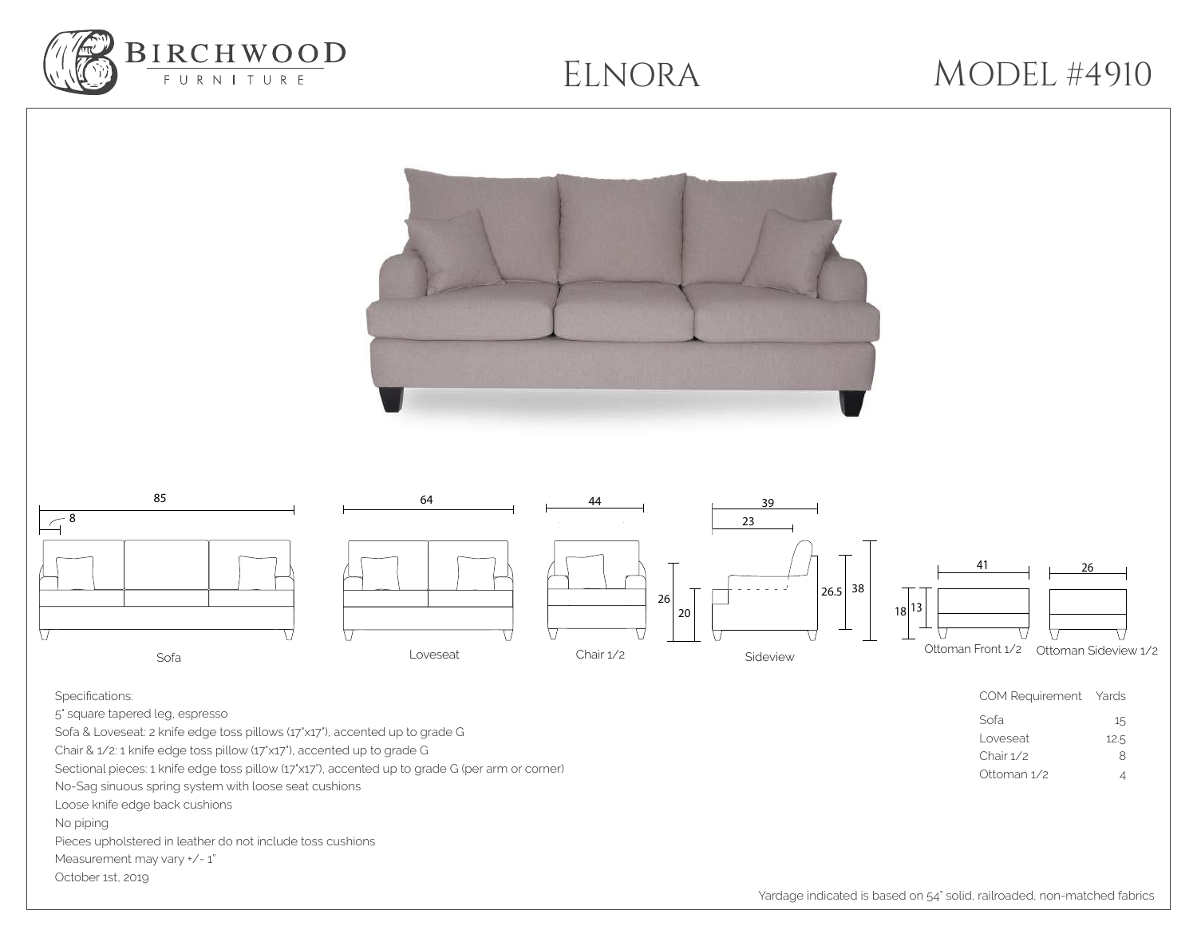# Birchwood Furniture

# Elnora

# Model #4910

85

8

Sofa

64

Loveseat

44

Chair 1/2

39

23

26

20

26.5

38

Sideview

41

18

13

Ottoman Front 1/2

26

Ottoman Sideview 1/2

Specifications:

5" square tapered leg, espresso

Sofa & Loveseat: 2 knife edge toss pillows (17"x17"), accented up to grade G

Chair & 1/2: 1 knife edge toss pillow (17"x17"), accented up to grade G

Sectional pieces: 1 knife edge toss pillow (17"x17"), accented up to grade G (per arm or corner)

No-Sag sinuous spring system with loose seat cushions

Loose knife edge back cushions

No piping

Pieces upholstered in leather do not include toss cushions

Measurement may vary +/- 1"

October 1st, 2019

| COM Requirement | Yards |
|---|---|
| Sofa | 15 |
| Loveseat | 12.5 |
| Chair 1/2 | 8 |
| Ottoman 1/2 | 4 |

Yardage indicated is based on 54" solid, railroaded, non-matched fabrics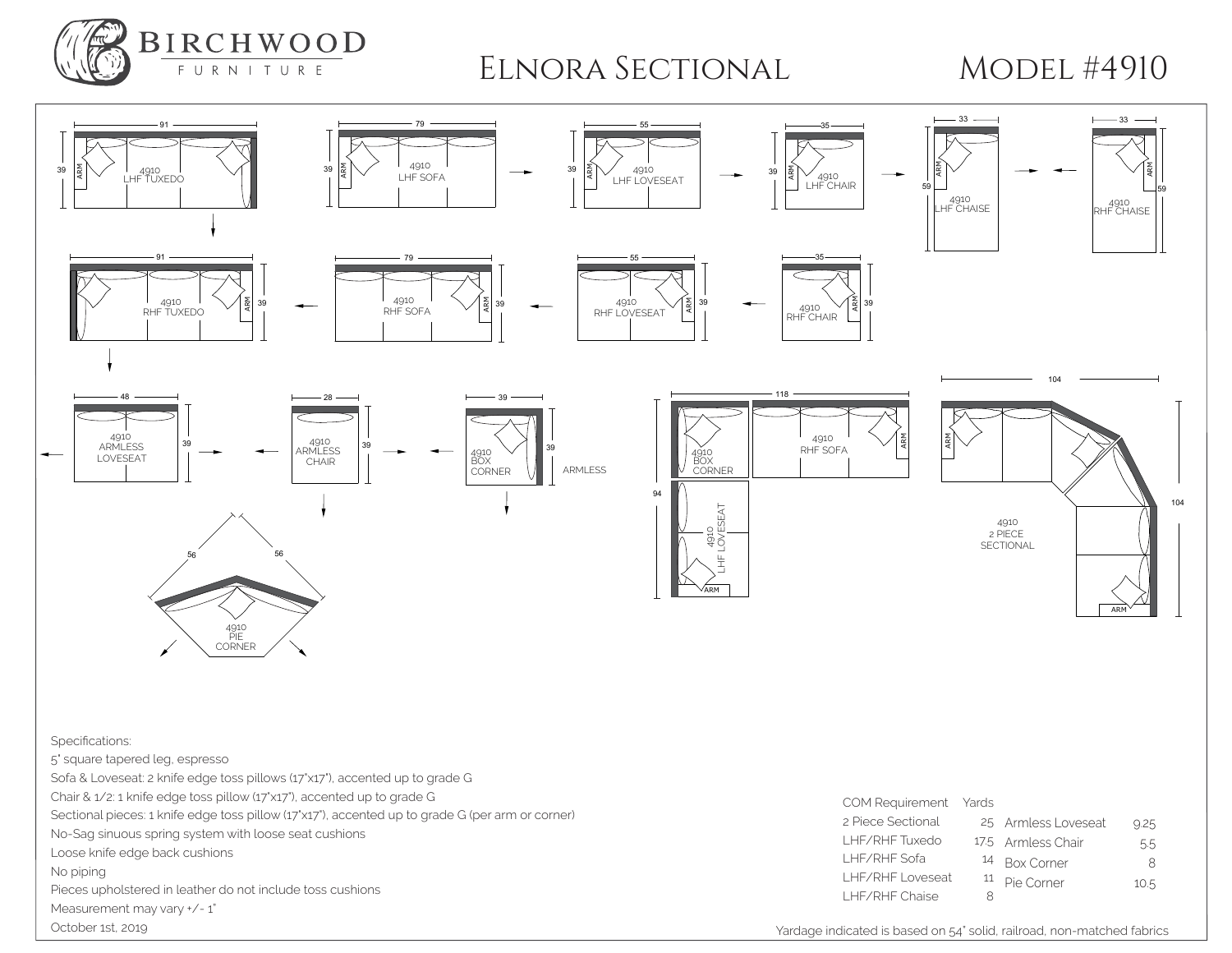# Birchwood Furniture

# Elnora Sectional

# Model #4910

91
39
ARM
4910
LHF TUXEDO

79
39
ARM
4910
LHF SOFA

55
39
ARM
4910
LHF LOVESEAT

35
39
ARM
4910
LHF CHAIR

33
59
ARM
4910
LHF CHAISE

33
59
ARM
4910
RHF CHAISE

91
39
ARM
4910
RHF TUXEDO

79
39
ARM
4910
RHF SOFA

55
39
ARM
4910
RHF LOVESEAT

35
39
ARM
4910
RHF CHAIR

48
39
4910
ARMLESS
LOVESEAT

28
39
4910
ARMLESS
CHAIR

39
39
4910
BOX
CORNER
ARMLESS

56
56
4910
PIE
CORNER

118
94
4910
BOX
CORNER
4910
RHF SOFA
ARM
4910
LHF LOVESEAT
ARM

104
104
ARM
4910
2 PIECE
SECTIONAL
ARM

Specifications:

5" square tapered leg, espresso

Sofa & Loveseat: 2 knife edge toss pillows (17"x17"), accented up to grade G

Chair & 1/2: 1 knife edge toss pillow (17"x17"), accented up to grade G

Sectional pieces: 1 knife edge toss pillow (17"x17"), accented up to grade G (per arm or corner)

No-Sag sinuous spring system with loose seat cushions

Loose knife edge back cushions

No piping

Pieces upholstered in leather do not include toss cushions

Measurement may vary +/- 1"

October 1st, 2019

| COM Requirement | Yards | | |
|---|---|---|---|
| 2 Piece Sectional | 25 | Armless Loveseat | 9.25 |
| LHF/RHF Tuxedo | 17.5 | Armless Chair | 5.5 |
| LHF/RHF Sofa | 14 | Box Corner | 8 |
| LHF/RHF Loveseat | 11 | Pie Corner | 10.5 |
| LHF/RHF Chaise | 8 | | |

Yardage indicated is based on 54" solid, railroad, non-matched fabrics